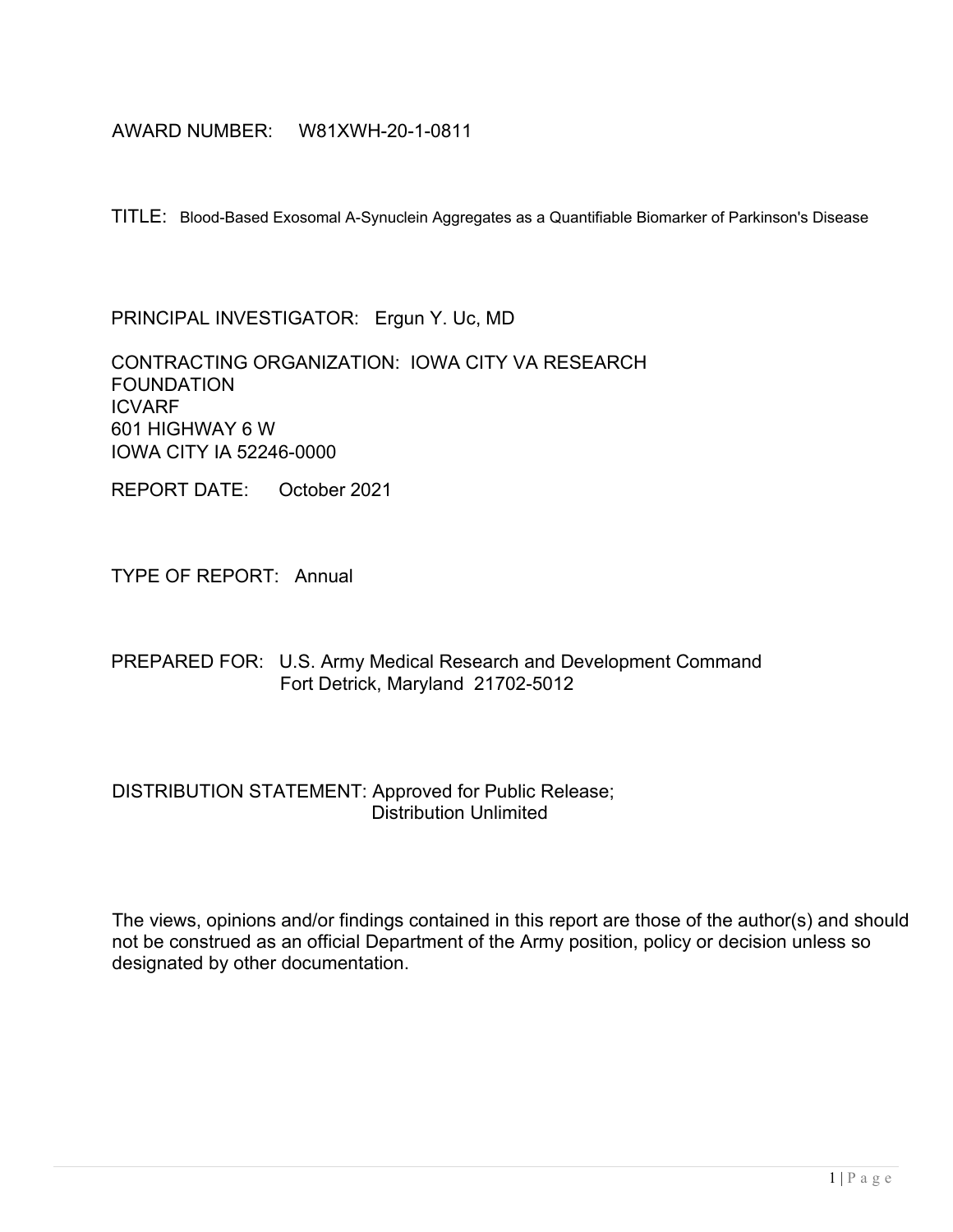AWARD NUMBER: W81XWH-20-1-0811

TITLE: Blood-Based Exosomal A-Synuclein Aggregates as a Quantifiable Biomarker of Parkinson's Disease

PRINCIPAL INVESTIGATOR: Ergun Y. Uc, MD

CONTRACTING ORGANIZATION: IOWA CITY VA RESEARCH FOUNDATION
ICVARF
601 HIGHWAY 6 W
IOWA CITY IA 52246-0000

REPORT DATE: October 2021

TYPE OF REPORT: Annual

PREPARED FOR: U.S. Army Medical Research and Development Command
Fort Detrick, Maryland 21702-5012

DISTRIBUTION STATEMENT: Approved for Public Release;
Distribution Unlimited

The views, opinions and/or findings contained in this report are those of the author(s) and should not be construed as an official Department of the Army position, policy or decision unless so designated by other documentation.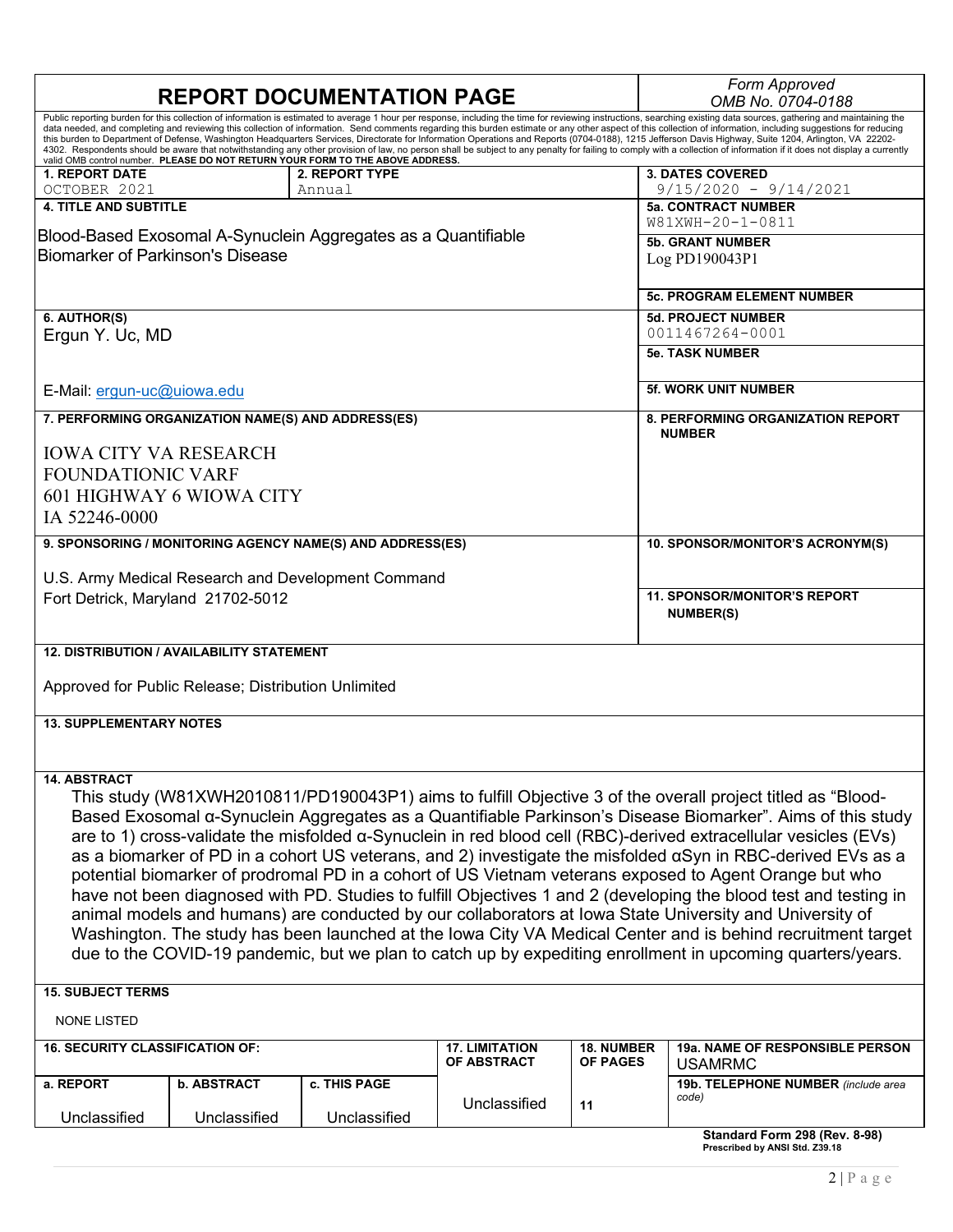# REPORT DOCUMENTATION PAGE

*Form Approved*
*OMB No. 0704-0188*

Public reporting burden for this collection of information is estimated to average 1 hour per response, including the time for reviewing instructions, searching existing data sources, gathering and maintaining the data needed, and completing and reviewing this collection of information. Send comments regarding this burden estimate or any other aspect of this collection of information, including suggestions for reducing this burden to Department of Defense, Washington Headquarters Services, Directorate for Information Operations and Reports (0704-0188), 1215 Jefferson Davis Highway, Suite 1204, Arlington, VA 22202-4302. Respondents should be aware that notwithstanding any other provision of law, no person shall be subject to any penalty for failing to comply with a collection of information if it does not display a currently valid OMB control number. **PLEASE DO NOT RETURN YOUR FORM TO THE ABOVE ADDRESS.**

| **1. REPORT DATE** | **2. REPORT TYPE** | **3. DATES COVERED** |
|---|---|---|
| OCTOBER 2021 | Annual | 9/15/2020 - 9/14/2021 |

**4. TITLE AND SUBTITLE**

Blood-Based Exosomal A-Synuclein Aggregates as a Quantifiable Biomarker of Parkinson's Disease

**5a. CONTRACT NUMBER**
W81XWH-20-1-0811

**5b. GRANT NUMBER**
Log PD190043P1

**5c. PROGRAM ELEMENT NUMBER**

**6. AUTHOR(S)**

Ergun Y. Uc, MD

E-Mail: ergun-uc@uiowa.edu

**5d. PROJECT NUMBER**
0011467264-0001

**5e. TASK NUMBER**

**5f. WORK UNIT NUMBER**

**7. PERFORMING ORGANIZATION NAME(S) AND ADDRESS(ES)**

IOWA CITY VA RESEARCH
FOUNDATIONIC VARF
601 HIGHWAY 6 WIOWA CITY
IA 52246-0000

**8. PERFORMING ORGANIZATION REPORT NUMBER**

**9. SPONSORING / MONITORING AGENCY NAME(S) AND ADDRESS(ES)**

U.S. Army Medical Research and Development Command
Fort Detrick, Maryland 21702-5012

**10. SPONSOR/MONITOR'S ACRONYM(S)**

**11. SPONSOR/MONITOR'S REPORT NUMBER(S)**

**12. DISTRIBUTION / AVAILABILITY STATEMENT**

Approved for Public Release; Distribution Unlimited

**13. SUPPLEMENTARY NOTES**

**14. ABSTRACT**

This study (W81XWH2010811/PD190043P1) aims to fulfill Objective 3 of the overall project titled as "Blood-Based Exosomal α-Synuclein Aggregates as a Quantifiable Parkinson's Disease Biomarker". Aims of this study are to 1) cross-validate the misfolded α-Synuclein in red blood cell (RBC)-derived extracellular vesicles (EVs) as a biomarker of PD in a cohort US veterans, and 2) investigate the misfolded αSyn in RBC-derived EVs as a potential biomarker of prodromal PD in a cohort of US Vietnam veterans exposed to Agent Orange but who have not been diagnosed with PD. Studies to fulfill Objectives 1 and 2 (developing the blood test and testing in animal models and humans) are conducted by our collaborators at Iowa State University and University of Washington. The study has been launched at the Iowa City VA Medical Center and is behind recruitment target due to the COVID-19 pandemic, but we plan to catch up by expediting enrollment in upcoming quarters/years.

**15. SUBJECT TERMS**

NONE LISTED

| **16. SECURITY CLASSIFICATION OF:** | | | **17. LIMITATION OF ABSTRACT** | **18. NUMBER OF PAGES** | **19a. NAME OF RESPONSIBLE PERSON** USAMRMC |
|---|---|---|---|---|---|
| **a. REPORT** | **b. ABSTRACT** | **c. THIS PAGE** | Unclassified | 11 | **19b. TELEPHONE NUMBER** *(include area code)* |
| Unclassified | Unclassified | Unclassified | | | |

**Standard Form 298 (Rev. 8-98)**
**Prescribed by ANSI Std. Z39.18**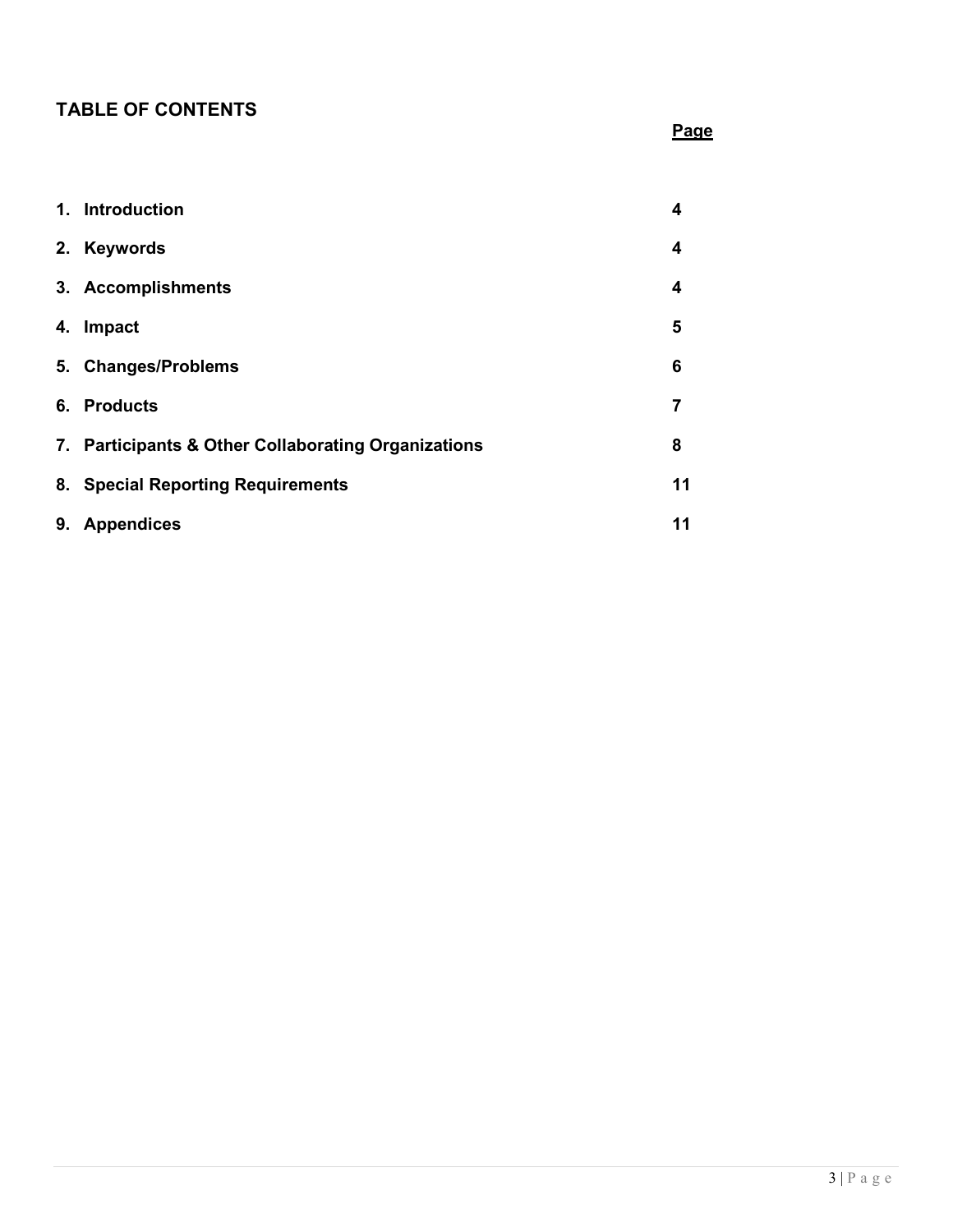## TABLE OF CONTENTS

| | Page |
|---|---|
| 1. Introduction | 4 |
| 2. Keywords | 4 |
| 3. Accomplishments | 4 |
| 4. Impact | 5 |
| 5. Changes/Problems | 6 |
| 6. Products | 7 |
| 7. Participants & Other Collaborating Organizations | 8 |
| 8. Special Reporting Requirements | 11 |
| 9. Appendices | 11 |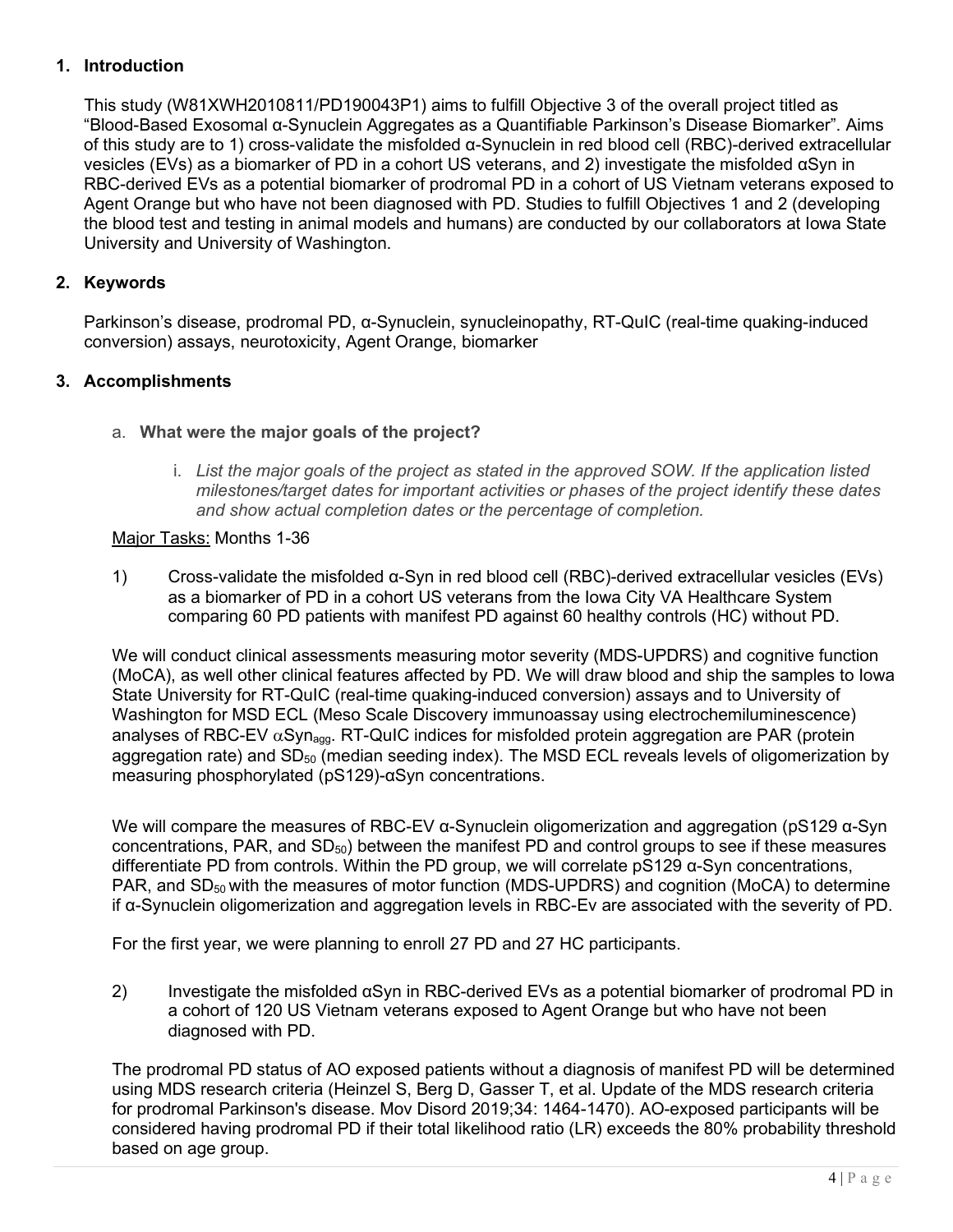## 1. Introduction

This study (W81XWH2010811/PD190043P1) aims to fulfill Objective 3 of the overall project titled as "Blood-Based Exosomal α-Synuclein Aggregates as a Quantifiable Parkinson's Disease Biomarker". Aims of this study are to 1) cross-validate the misfolded α-Synuclein in red blood cell (RBC)-derived extracellular vesicles (EVs) as a biomarker of PD in a cohort US veterans, and 2) investigate the misfolded αSyn in RBC-derived EVs as a potential biomarker of prodromal PD in a cohort of US Vietnam veterans exposed to Agent Orange but who have not been diagnosed with PD. Studies to fulfill Objectives 1 and 2 (developing the blood test and testing in animal models and humans) are conducted by our collaborators at Iowa State University and University of Washington.

## 2. Keywords

Parkinson's disease, prodromal PD, α-Synuclein, synucleinopathy, RT-QuIC (real-time quaking-induced conversion) assays, neurotoxicity, Agent Orange, biomarker

## 3. Accomplishments

a. **What were the major goals of the project?**

i. *List the major goals of the project as stated in the approved SOW. If the application listed milestones/target dates for important activities or phases of the project identify these dates and show actual completion dates or the percentage of completion.*

Major Tasks: Months 1-36

1) Cross-validate the misfolded α-Syn in red blood cell (RBC)-derived extracellular vesicles (EVs) as a biomarker of PD in a cohort US veterans from the Iowa City VA Healthcare System comparing 60 PD patients with manifest PD against 60 healthy controls (HC) without PD.

We will conduct clinical assessments measuring motor severity (MDS-UPDRS) and cognitive function (MoCA), as well other clinical features affected by PD. We will draw blood and ship the samples to Iowa State University for RT-QuIC (real-time quaking-induced conversion) assays and to University of Washington for MSD ECL (Meso Scale Discovery immunoassay using electrochemiluminescence) analyses of RBC-EV $\alpha Syn_{agg}$. RT-QuIC indices for misfolded protein aggregation are PAR (protein aggregation rate) and $SD_{50}$ (median seeding index). The MSD ECL reveals levels of oligomerization by measuring phosphorylated (pS129)-αSyn concentrations.

We will compare the measures of RBC-EV α-Synuclein oligomerization and aggregation (pS129 α-Syn concentrations, PAR, and $SD_{50}$) between the manifest PD and control groups to see if these measures differentiate PD from controls. Within the PD group, we will correlate pS129 α-Syn concentrations, PAR, and $SD_{50}$ with the measures of motor function (MDS-UPDRS) and cognition (MoCA) to determine if α-Synuclein oligomerization and aggregation levels in RBC-Ev are associated with the severity of PD.

For the first year, we were planning to enroll 27 PD and 27 HC participants.

2) Investigate the misfolded αSyn in RBC-derived EVs as a potential biomarker of prodromal PD in a cohort of 120 US Vietnam veterans exposed to Agent Orange but who have not been diagnosed with PD.

The prodromal PD status of AO exposed patients without a diagnosis of manifest PD will be determined using MDS research criteria (Heinzel S, Berg D, Gasser T, et al. Update of the MDS research criteria for prodromal Parkinson's disease. Mov Disord 2019;34: 1464-1470). AO-exposed participants will be considered having prodromal PD if their total likelihood ratio (LR) exceeds the 80% probability threshold based on age group.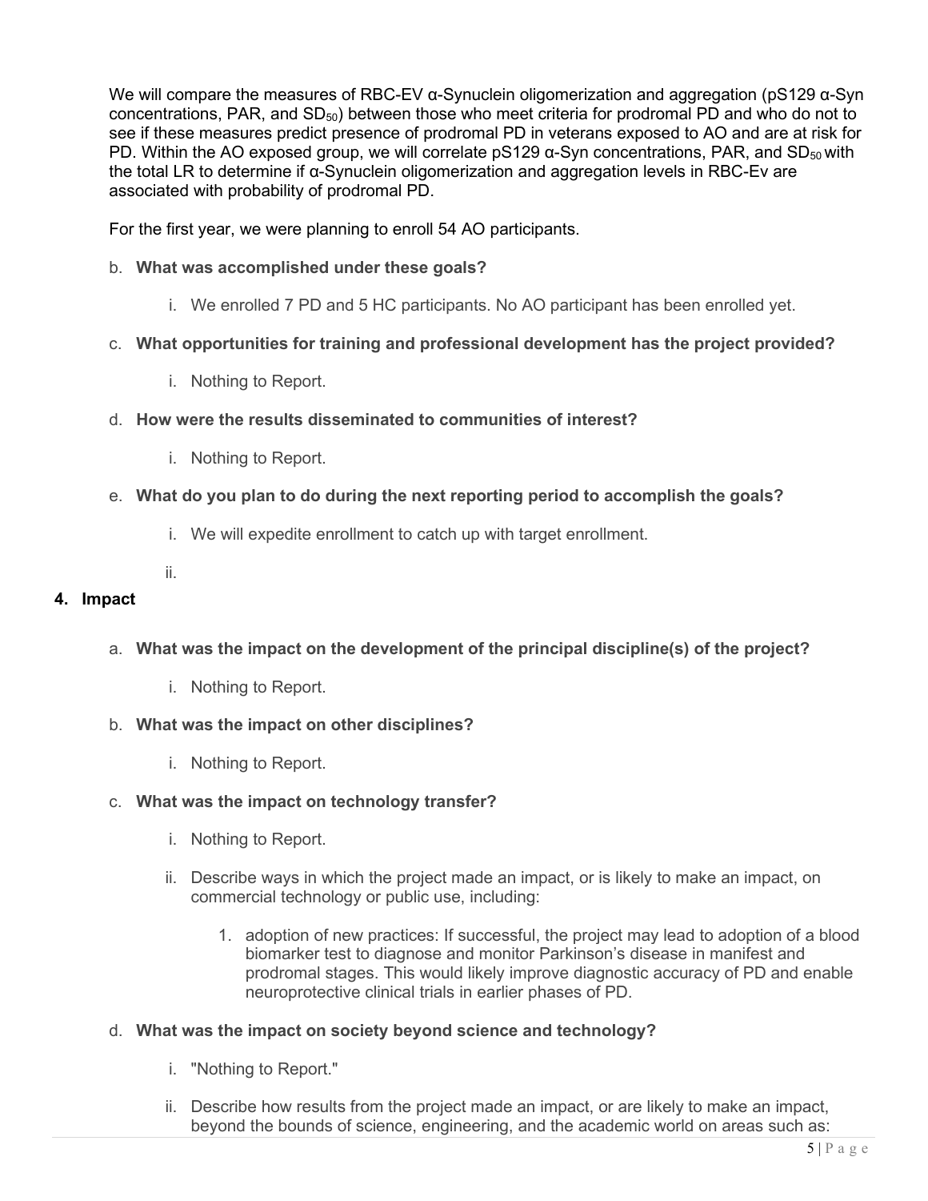We will compare the measures of RBC-EV α-Synuclein oligomerization and aggregation (pS129 α-Syn concentrations, PAR, and $SD_{50}$) between those who meet criteria for prodromal PD and who do not to see if these measures predict presence of prodromal PD in veterans exposed to AO and are at risk for PD. Within the AO exposed group, we will correlate pS129 α-Syn concentrations, PAR, and $SD_{50}$ with the total LR to determine if α-Synuclein oligomerization and aggregation levels in RBC-Ev are associated with probability of prodromal PD.

For the first year, we were planning to enroll 54 AO participants.

b. **What was accomplished under these goals?**

   i. We enrolled 7 PD and 5 HC participants. No AO participant has been enrolled yet.

c. **What opportunities for training and professional development has the project provided?**

   i. Nothing to Report.

d. **How were the results disseminated to communities of interest?**

   i. Nothing to Report.

e. **What do you plan to do during the next reporting period to accomplish the goals?**

   i. We will expedite enrollment to catch up with target enrollment.

   ii.

## 4. Impact

a. **What was the impact on the development of the principal discipline(s) of the project?**

   i. Nothing to Report.

b. **What was the impact on other disciplines?**

   i. Nothing to Report.

c. **What was the impact on technology transfer?**

   i. Nothing to Report.

   ii. Describe ways in which the project made an impact, or is likely to make an impact, on commercial technology or public use, including:

      1. adoption of new practices: If successful, the project may lead to adoption of a blood biomarker test to diagnose and monitor Parkinson's disease in manifest and prodromal stages. This would likely improve diagnostic accuracy of PD and enable neuroprotective clinical trials in earlier phases of PD.

d. **What was the impact on society beyond science and technology?**

   i. "Nothing to Report."

   ii. Describe how results from the project made an impact, or are likely to make an impact, beyond the bounds of science, engineering, and the academic world on areas such as: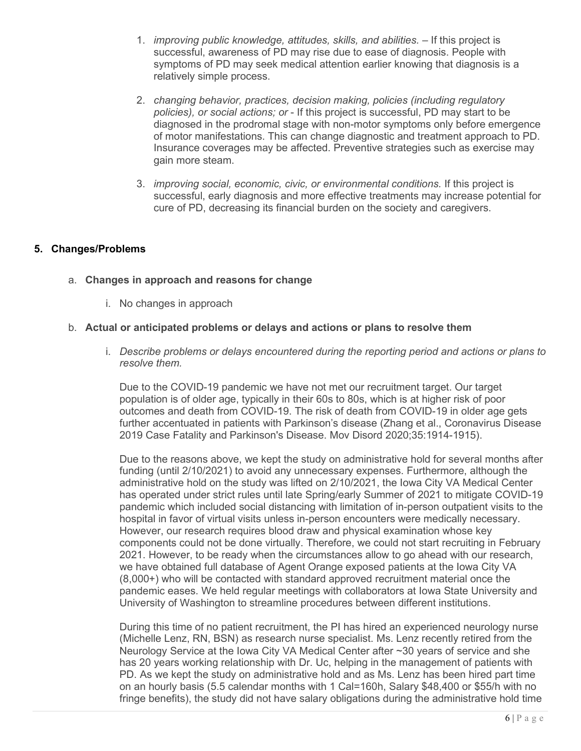1. *improving public knowledge, attitudes, skills, and abilities.* – If this project is successful, awareness of PD may rise due to ease of diagnosis. People with symptoms of PD may seek medical attention earlier knowing that diagnosis is a relatively simple process.

2. *changing behavior, practices, decision making, policies (including regulatory policies), or social actions; or* - If this project is successful, PD may start to be diagnosed in the prodromal stage with non-motor symptoms only before emergence of motor manifestations. This can change diagnostic and treatment approach to PD. Insurance coverages may be affected. Preventive strategies such as exercise may gain more steam.

3. *improving social, economic, civic, or environmental conditions.* If this project is successful, early diagnosis and more effective treatments may increase potential for cure of PD, decreasing its financial burden on the society and caregivers.

## 5. Changes/Problems

a. **Changes in approach and reasons for change**

   i. No changes in approach

b. **Actual or anticipated problems or delays and actions or plans to resolve them**

   i. *Describe problems or delays encountered during the reporting period and actions or plans to resolve them.*

   Due to the COVID-19 pandemic we have not met our recruitment target. Our target population is of older age, typically in their 60s to 80s, which is at higher risk of poor outcomes and death from COVID-19. The risk of death from COVID-19 in older age gets further accentuated in patients with Parkinson's disease (Zhang et al., Coronavirus Disease 2019 Case Fatality and Parkinson's Disease. Mov Disord 2020;35:1914-1915).

   Due to the reasons above, we kept the study on administrative hold for several months after funding (until 2/10/2021) to avoid any unnecessary expenses. Furthermore, although the administrative hold on the study was lifted on 2/10/2021, the Iowa City VA Medical Center has operated under strict rules until late Spring/early Summer of 2021 to mitigate COVID-19 pandemic which included social distancing with limitation of in-person outpatient visits to the hospital in favor of virtual visits unless in-person encounters were medically necessary. However, our research requires blood draw and physical examination whose key components could not be done virtually. Therefore, we could not start recruiting in February 2021. However, to be ready when the circumstances allow to go ahead with our research, we have obtained full database of Agent Orange exposed patients at the Iowa City VA (8,000+) who will be contacted with standard approved recruitment material once the pandemic eases. We held regular meetings with collaborators at Iowa State University and University of Washington to streamline procedures between different institutions.

   During this time of no patient recruitment, the PI has hired an experienced neurology nurse (Michelle Lenz, RN, BSN) as research nurse specialist. Ms. Lenz recently retired from the Neurology Service at the Iowa City VA Medical Center after ~30 years of service and she has 20 years working relationship with Dr. Uc, helping in the management of patients with PD. As we kept the study on administrative hold and as Ms. Lenz has been hired part time on an hourly basis (5.5 calendar months with 1 Cal=160h, Salary $48,400 or $55/h with no fringe benefits), the study did not have salary obligations during the administrative hold time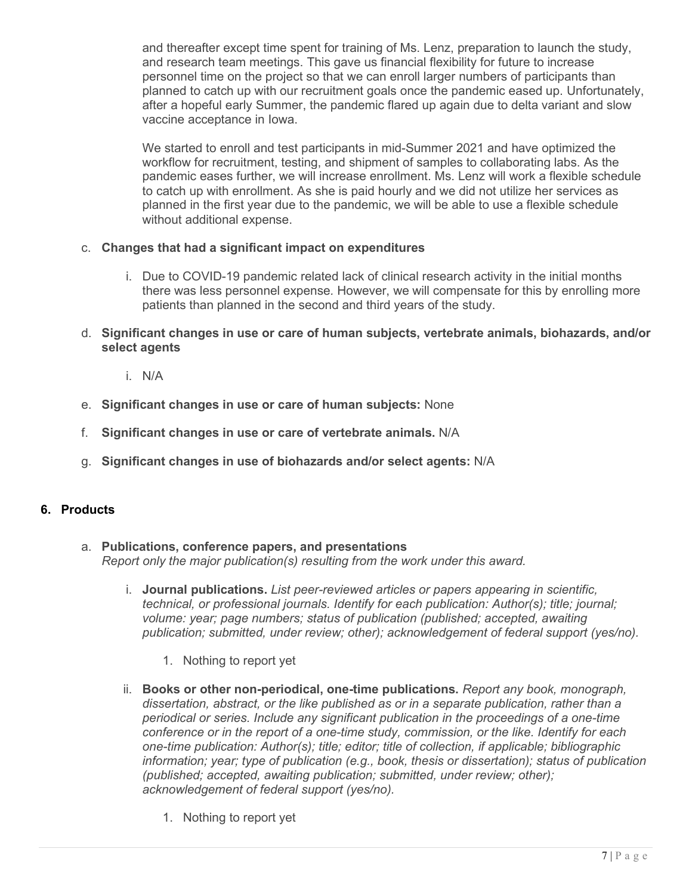and thereafter except time spent for training of Ms. Lenz, preparation to launch the study, and research team meetings. This gave us financial flexibility for future to increase personnel time on the project so that we can enroll larger numbers of participants than planned to catch up with our recruitment goals once the pandemic eased up. Unfortunately, after a hopeful early Summer, the pandemic flared up again due to delta variant and slow vaccine acceptance in Iowa.

We started to enroll and test participants in mid-Summer 2021 and have optimized the workflow for recruitment, testing, and shipment of samples to collaborating labs. As the pandemic eases further, we will increase enrollment. Ms. Lenz will work a flexible schedule to catch up with enrollment. As she is paid hourly and we did not utilize her services as planned in the first year due to the pandemic, we will be able to use a flexible schedule without additional expense.

c. **Changes that had a significant impact on expenditures**

   i. Due to COVID-19 pandemic related lack of clinical research activity in the initial months there was less personnel expense. However, we will compensate for this by enrolling more patients than planned in the second and third years of the study.

d. **Significant changes in use or care of human subjects, vertebrate animals, biohazards, and/or select agents**

   i. N/A

e. **Significant changes in use or care of human subjects:** None

f. **Significant changes in use or care of vertebrate animals.** N/A

g. **Significant changes in use of biohazards and/or select agents:** N/A

## 6. Products

a. **Publications, conference papers, and presentations**
*Report only the major publication(s) resulting from the work under this award.*

   i. **Journal publications.** *List peer-reviewed articles or papers appearing in scientific, technical, or professional journals. Identify for each publication: Author(s); title; journal; volume: year; page numbers; status of publication (published; accepted, awaiting publication; submitted, under review; other); acknowledgement of federal support (yes/no).*

      1. Nothing to report yet

   ii. **Books or other non-periodical, one-time publications.** *Report any book, monograph, dissertation, abstract, or the like published as or in a separate publication, rather than a periodical or series. Include any significant publication in the proceedings of a one-time conference or in the report of a one-time study, commission, or the like. Identify for each one-time publication: Author(s); title; editor; title of collection, if applicable; bibliographic information; year; type of publication (e.g., book, thesis or dissertation); status of publication (published; accepted, awaiting publication; submitted, under review; other); acknowledgement of federal support (yes/no).*

      1. Nothing to report yet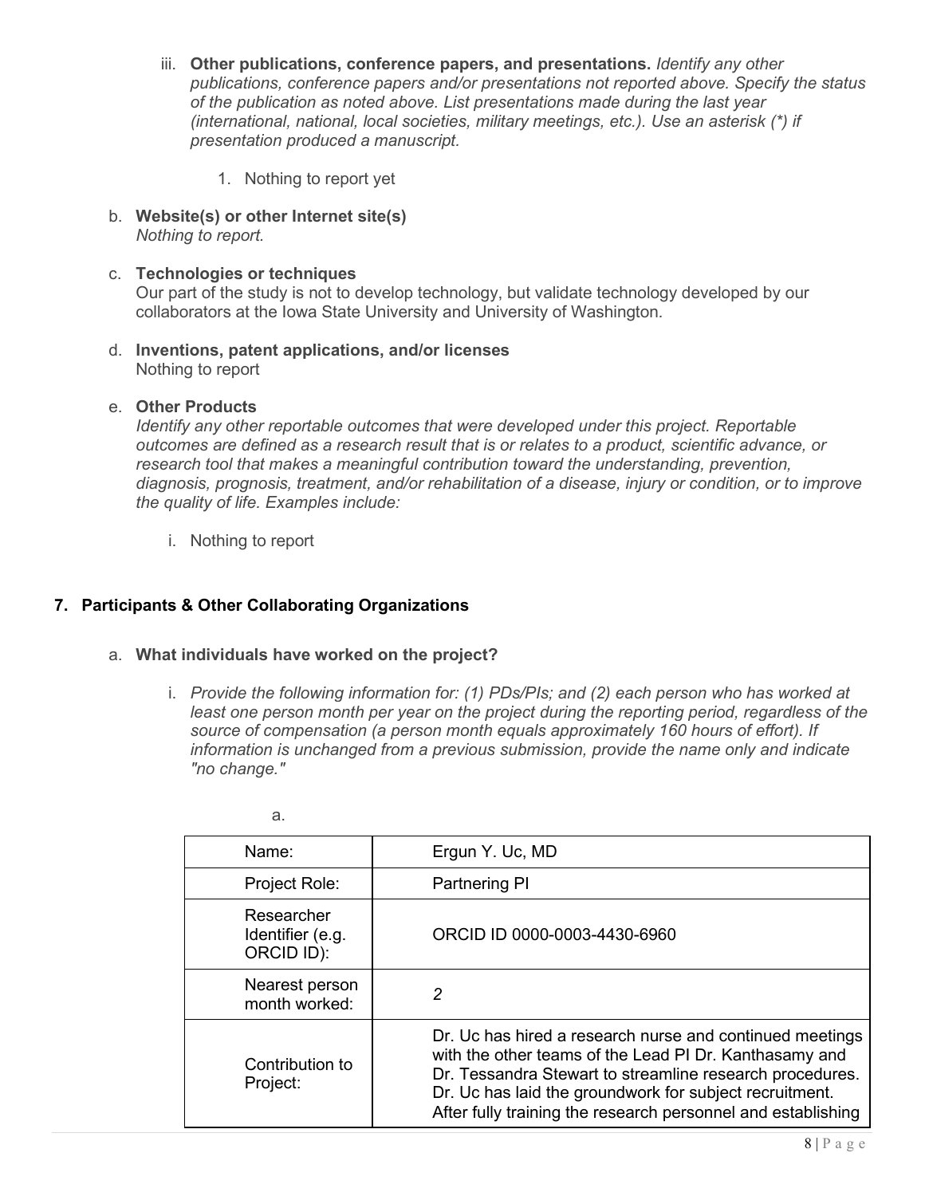iii. **Other publications, conference papers, and presentations.** *Identify any other publications, conference papers and/or presentations not reported above. Specify the status of the publication as noted above. List presentations made during the last year (international, national, local societies, military meetings, etc.). Use an asterisk (*) if presentation produced a manuscript.*

1. Nothing to report yet

b. **Website(s) or other Internet site(s)**
*Nothing to report.*

c. **Technologies or techniques**
Our part of the study is not to develop technology, but validate technology developed by our collaborators at the Iowa State University and University of Washington.

d. **Inventions, patent applications, and/or licenses**
Nothing to report

e. **Other Products**
*Identify any other reportable outcomes that were developed under this project. Reportable outcomes are defined as a research result that is or relates to a product, scientific advance, or research tool that makes a meaningful contribution toward the understanding, prevention, diagnosis, prognosis, treatment, and/or rehabilitation of a disease, injury or condition, or to improve the quality of life. Examples include:*

i. Nothing to report

## 7. Participants & Other Collaborating Organizations

a. **What individuals have worked on the project?**

i. *Provide the following information for: (1) PDs/PIs; and (2) each person who has worked at least one person month per year on the project during the reporting period, regardless of the source of compensation (a person month equals approximately 160 hours of effort). If information is unchanged from a previous submission, provide the name only and indicate "no change."*

a.

| | |
|---|---|
| Name: | Ergun Y. Uc, MD |
| Project Role: | Partnering PI |
| Researcher Identifier (e.g. ORCID ID): | ORCID ID 0000-0003-4430-6960 |
| Nearest person month worked: | *2* |
| Contribution to Project: | Dr. Uc has hired a research nurse and continued meetings with the other teams of the Lead PI Dr. Kanthasamy and Dr. Tessandra Stewart to streamline research procedures. Dr. Uc has laid the groundwork for subject recruitment. After fully training the research personnel and establishing |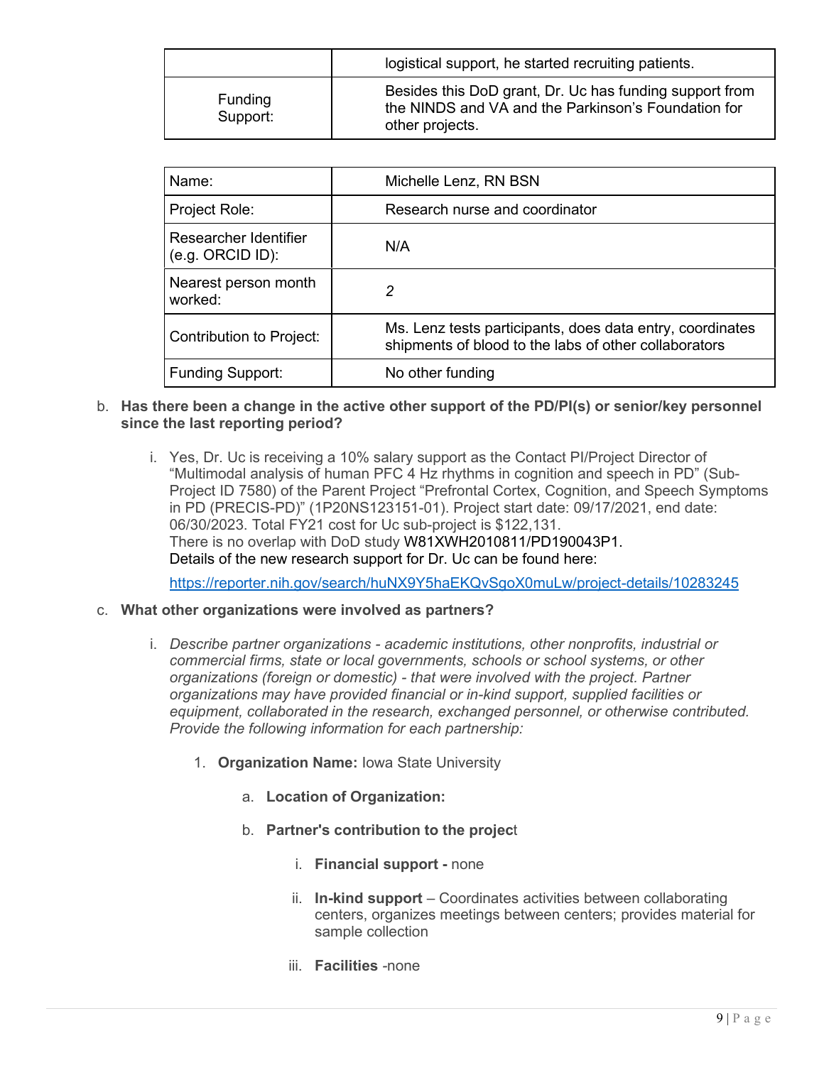| | |
|---|---|
| | logistical support, he started recruiting patients. |
| Funding Support: | Besides this DoD grant, Dr. Uc has funding support from the NINDS and VA and the Parkinson's Foundation for other projects. |

| | |
|---|---|
| Name: | Michelle Lenz, RN BSN |
| Project Role: | Research nurse and coordinator |
| Researcher Identifier (e.g. ORCID ID): | N/A |
| Nearest person month worked: | *2* |
| Contribution to Project: | Ms. Lenz tests participants, does data entry, coordinates shipments of blood to the labs of other collaborators |
| Funding Support: | No other funding |

b. **Has there been a change in the active other support of the PD/PI(s) or senior/key personnel since the last reporting period?**

   i. Yes, Dr. Uc is receiving a 10% salary support as the Contact PI/Project Director of "Multimodal analysis of human PFC 4 Hz rhythms in cognition and speech in PD" (Sub-Project ID 7580) of the Parent Project "Prefrontal Cortex, Cognition, and Speech Symptoms in PD (PRECIS-PD)" (1P20NS123151-01). Project start date: 09/17/2021, end date: 06/30/2023. Total FY21 cost for Uc sub-project is $122,131.
   There is no overlap with DoD study W81XWH2010811/PD190043P1.
   Details of the new research support for Dr. Uc can be found here:

   https://reporter.nih.gov/search/huNX9Y5haEKQvSgoX0muLw/project-details/10283245

c. **What other organizations were involved as partners?**

   i. *Describe partner organizations - academic institutions, other nonprofits, industrial or commercial firms, state or local governments, schools or school systems, or other organizations (foreign or domestic) - that were involved with the project. Partner organizations may have provided financial or in-kind support, supplied facilities or equipment, collaborated in the research, exchanged personnel, or otherwise contributed. Provide the following information for each partnership:*

      1. **Organization Name:** Iowa State University

         a. **Location of Organization:**

         b. **Partner's contribution to the project**

            i. **Financial support -** none

            ii. **In-kind support** – Coordinates activities between collaborating centers, organizes meetings between centers; provides material for sample collection

            iii. **Facilities** -none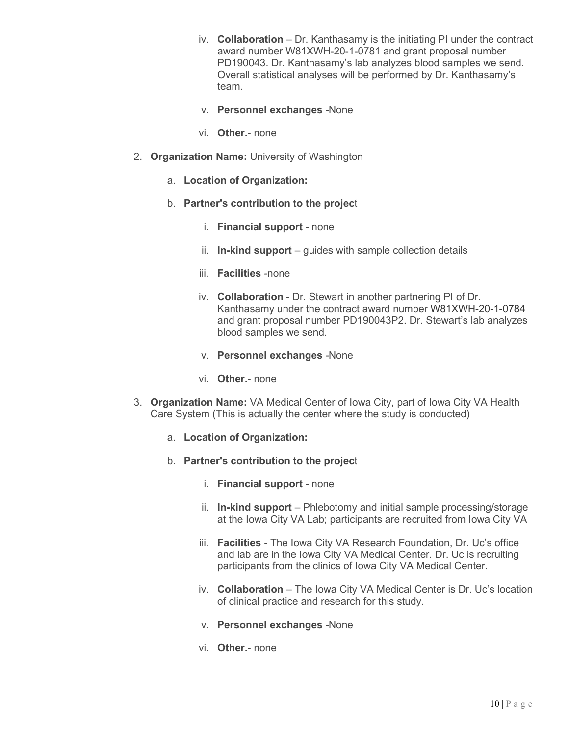iv. **Collaboration** – Dr. Kanthasamy is the initiating PI under the contract award number W81XWH-20-1-0781 and grant proposal number PD190043. Dr. Kanthasamy's lab analyzes blood samples we send. Overall statistical analyses will be performed by Dr. Kanthasamy's team.

   v. **Personnel exchanges** -None

   vi. **Other.**- none

2. **Organization Name:** University of Washington

   a. **Location of Organization:**

   b. **Partner's contribution to the project**

      i. **Financial support -** none

      ii. **In-kind support** – guides with sample collection details

      iii. **Facilities** -none

      iv. **Collaboration** - Dr. Stewart in another partnering PI of Dr. Kanthasamy under the contract award number W81XWH-20-1-0784 and grant proposal number PD190043P2. Dr. Stewart's lab analyzes blood samples we send.

      v. **Personnel exchanges** -None

      vi. **Other.**- none

3. **Organization Name:** VA Medical Center of Iowa City, part of Iowa City VA Health Care System (This is actually the center where the study is conducted)

   a. **Location of Organization:**

   b. **Partner's contribution to the project**

      i. **Financial support -** none

      ii. **In-kind support** – Phlebotomy and initial sample processing/storage at the Iowa City VA Lab; participants are recruited from Iowa City VA

      iii. **Facilities** - The Iowa City VA Research Foundation, Dr. Uc's office and lab are in the Iowa City VA Medical Center. Dr. Uc is recruiting participants from the clinics of Iowa City VA Medical Center.

      iv. **Collaboration** – The Iowa City VA Medical Center is Dr. Uc's location of clinical practice and research for this study.

      v. **Personnel exchanges** -None

      vi. **Other.**- none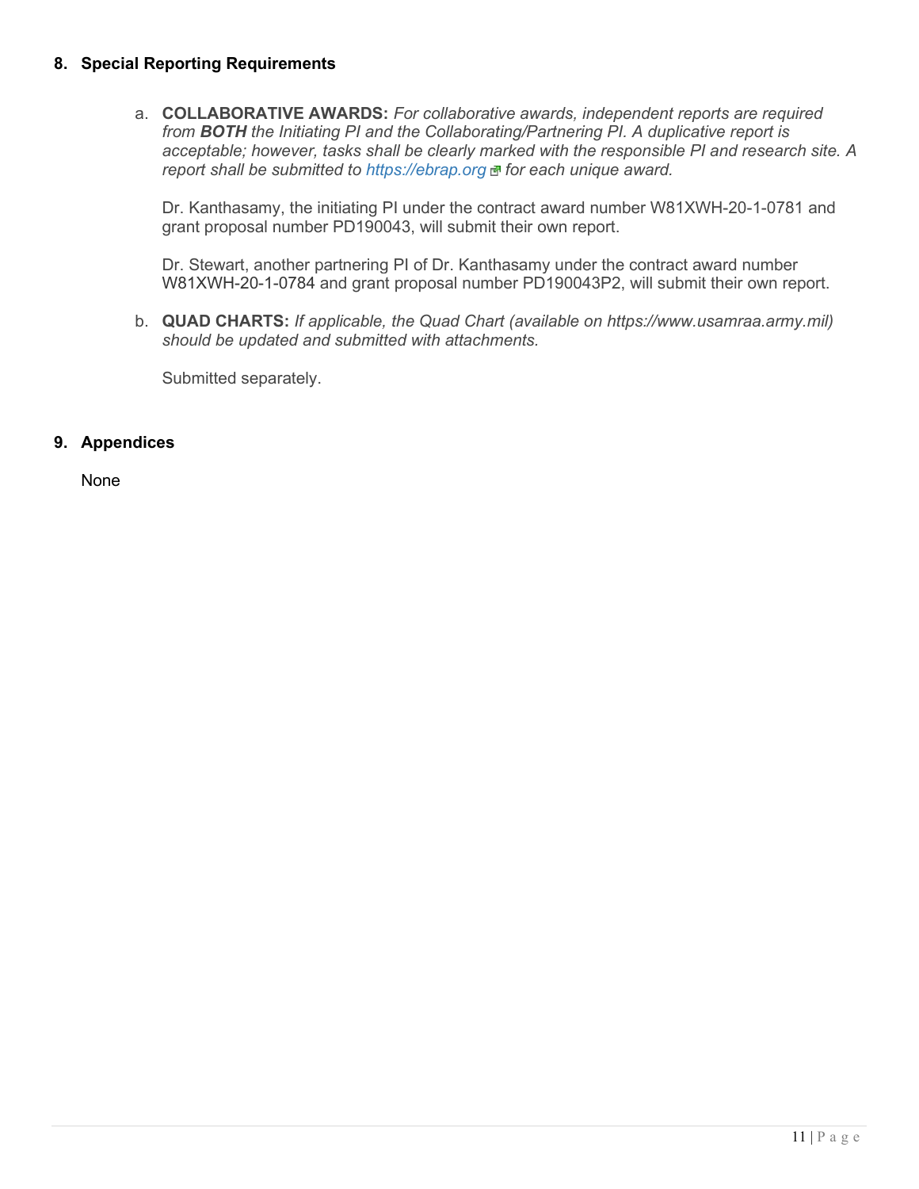## 8. Special Reporting Requirements

a. **COLLABORATIVE AWARDS:** *For collaborative awards, independent reports are required from **BOTH** the Initiating PI and the Collaborating/Partnering PI. A duplicative report is acceptable; however, tasks shall be clearly marked with the responsible PI and research site. A report shall be submitted to https://ebrap.org for each unique award.*

   Dr. Kanthasamy, the initiating PI under the contract award number W81XWH-20-1-0781 and grant proposal number PD190043, will submit their own report.

   Dr. Stewart, another partnering PI of Dr. Kanthasamy under the contract award number W81XWH-20-1-0784 and grant proposal number PD190043P2, will submit their own report.

b. **QUAD CHARTS:** *If applicable, the Quad Chart (available on https://www.usamraa.army.mil) should be updated and submitted with attachments.*

   Submitted separately.

## 9. Appendices

None